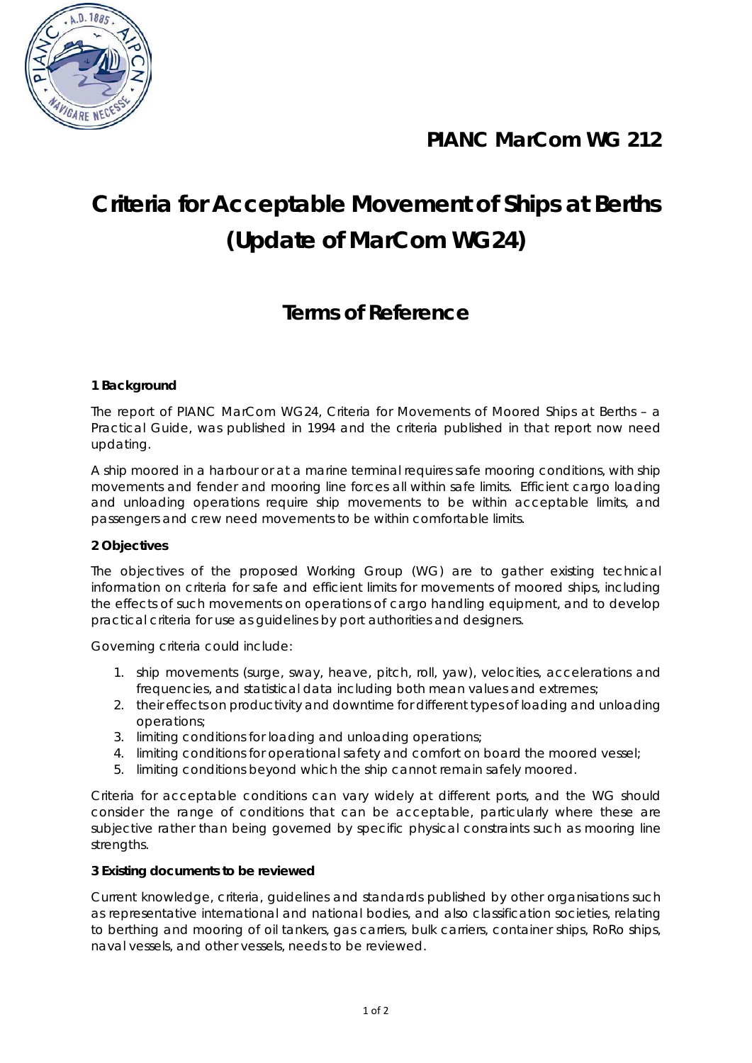# PIANC MarCom WG 212

# Criteria for Acceptable Movement of Ships at Berths (Update of MarCom WG24)

## Terms of Reference

### 1 Background

The report of PIANC MarCom WG24, Criteria for Movements of Moored Ships at Berths – a Practical Guide, was published in 1994 and the criteria published in that report now need updating.

A ship moored in a harbour or at a marine terminal requires safe mooring conditions, with ship movements and fender and mooring line forces all within safe limits. Efficient cargo loading and unloading operations require ship movements to be within acceptable limits, and passengers and crew need movements to be within comfortable limits.

### 2 Objectives

The objectives of the proposed Working Group (WG) are to gather existing technical information on criteria for safe and efficient limits for movements of moored ships, including the effects of such movements on operations of cargo handling equipment, and to develop practical criteria for use as guidelines by port authorities and designers.

Governing criteria could include:

1. ship movements (surge, sway, heave, pitch, roll, yaw), velocities, accelerations and frequencies, and statistical data including both mean values and extremes;
2. their effects on productivity and downtime for different types of loading and unloading operations;
3. limiting conditions for loading and unloading operations;
4. limiting conditions for operational safety and comfort on board the moored vessel;
5. limiting conditions beyond which the ship cannot remain safely moored.

Criteria for acceptable conditions can vary widely at different ports, and the WG should consider the range of conditions that can be acceptable, particularly where these are subjective rather than being governed by specific physical constraints such as mooring line strengths.

### 3 Existing documents to be reviewed

Current knowledge, criteria, guidelines and standards published by other organisations such as representative international and national bodies, and also classification societies, relating to berthing and mooring of oil tankers, gas carriers, bulk carriers, container ships, RoRo ships, naval vessels, and other vessels, needs to be reviewed.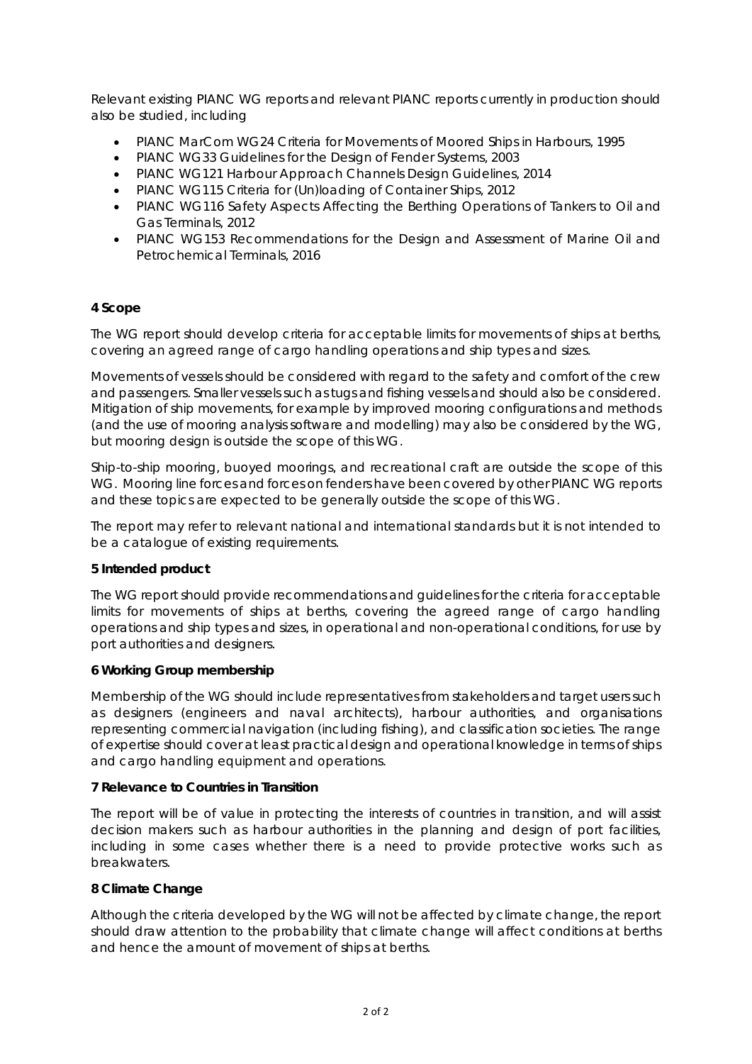Relevant existing PIANC WG reports and relevant PIANC reports currently in production should also be studied, including

- PIANC MarCom WG24 Criteria for Movements of Moored Ships in Harbours, 1995
- PIANC WG33 Guidelines for the Design of Fender Systems, 2003
- PIANC WG121 Harbour Approach Channels Design Guidelines, 2014
- PIANC WG115 Criteria for (Un)loading of Container Ships, 2012
- PIANC WG116 Safety Aspects Affecting the Berthing Operations of Tankers to Oil and Gas Terminals, 2012
- PIANC WG153 Recommendations for the Design and Assessment of Marine Oil and Petrochemical Terminals, 2016

## 4 Scope

The WG report should develop criteria for acceptable limits for movements of ships at berths, covering an agreed range of cargo handling operations and ship types and sizes.

Movements of vessels should be considered with regard to the safety and comfort of the crew and passengers. Smaller vessels such as tugs and fishing vessels and should also be considered. Mitigation of ship movements, for example by improved mooring configurations and methods (and the use of mooring analysis software and modelling) may also be considered by the WG, but mooring design is outside the scope of this WG.

Ship-to-ship mooring, buoyed moorings, and recreational craft are outside the scope of this WG. Mooring line forces and forces on fenders have been covered by other PIANC WG reports and these topics are expected to be generally outside the scope of this WG.

The report may refer to relevant national and international standards but it is not intended to be a catalogue of existing requirements.

## 5 Intended product

The WG report should provide recommendations and guidelines for the criteria for acceptable limits for movements of ships at berths, covering the agreed range of cargo handling operations and ship types and sizes, in operational and non-operational conditions, for use by port authorities and designers.

## 6 Working Group membership

Membership of the WG should include representatives from stakeholders and target users such as designers (engineers and naval architects), harbour authorities, and organisations representing commercial navigation (including fishing), and classification societies. The range of expertise should cover at least practical design and operational knowledge in terms of ships and cargo handling equipment and operations.

## 7 Relevance to Countries in Transition

The report will be of value in protecting the interests of countries in transition, and will assist decision makers such as harbour authorities in the planning and design of port facilities, including in some cases whether there is a need to provide protective works such as breakwaters.

## 8 Climate Change

Although the criteria developed by the WG will not be affected by climate change, the report should draw attention to the probability that climate change will affect conditions at berths and hence the amount of movement of ships at berths.